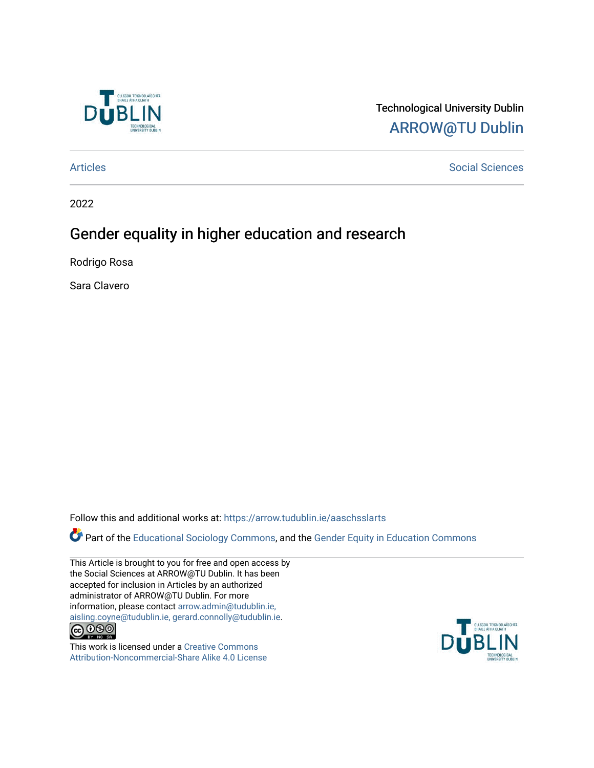Technological University Dublin

ARROW@TU Dublin

Articles | Social Sciences

2022

# Gender equality in higher education and research

Rodrigo Rosa

Sara Clavero

Follow this and additional works at: https://arrow.tudublin.ie/aaschsslarts

Part of the Educational Sociology Commons, and the Gender Equity in Education Commons

This Article is brought to you for free and open access by the Social Sciences at ARROW@TU Dublin. It has been accepted for inclusion in Articles by an authorized administrator of ARROW@TU Dublin. For more information, please contact arrow.admin@tudublin.ie, aisling.coyne@tudublin.ie, gerard.connolly@tudublin.ie.

This work is licensed under a Creative Commons Attribution-Noncommercial-Share Alike 4.0 License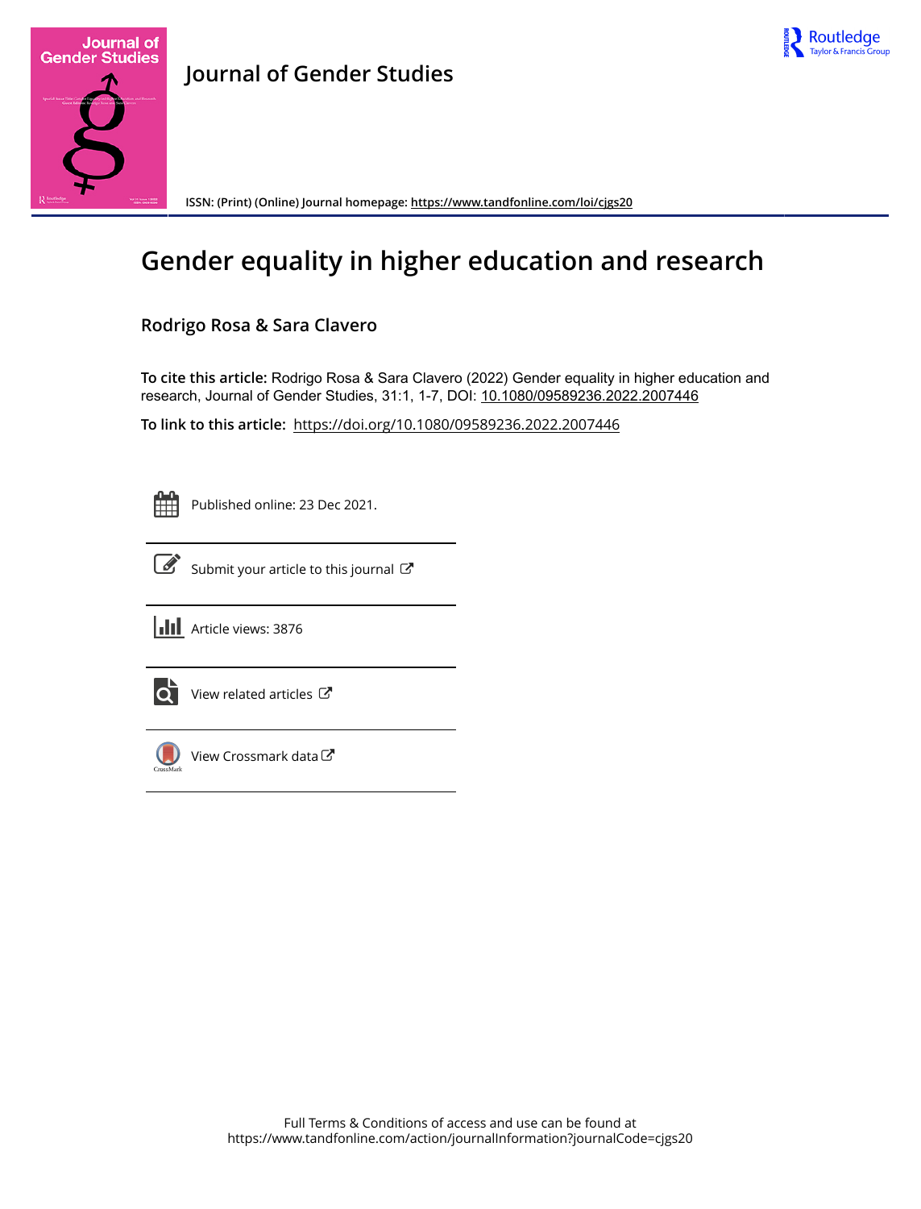# Journal of Gender Studies

ISSN: (Print) (Online) Journal homepage: https://www.tandfonline.com/loi/cjgs20

# Gender equality in higher education and research

**Rodrigo Rosa & Sara Clavero**

**To cite this article:** Rodrigo Rosa & Sara Clavero (2022) Gender equality in higher education and research, Journal of Gender Studies, 31:1, 1-7, DOI: 10.1080/09589236.2022.2007446

**To link to this article:** https://doi.org/10.1080/09589236.2022.2007446

Published online: 23 Dec 2021.

Submit your article to this journal

Article views: 3876

View related articles

View Crossmark data

Full Terms & Conditions of access and use can be found at
https://www.tandfonline.com/action/journalInformation?journalCode=cjgs20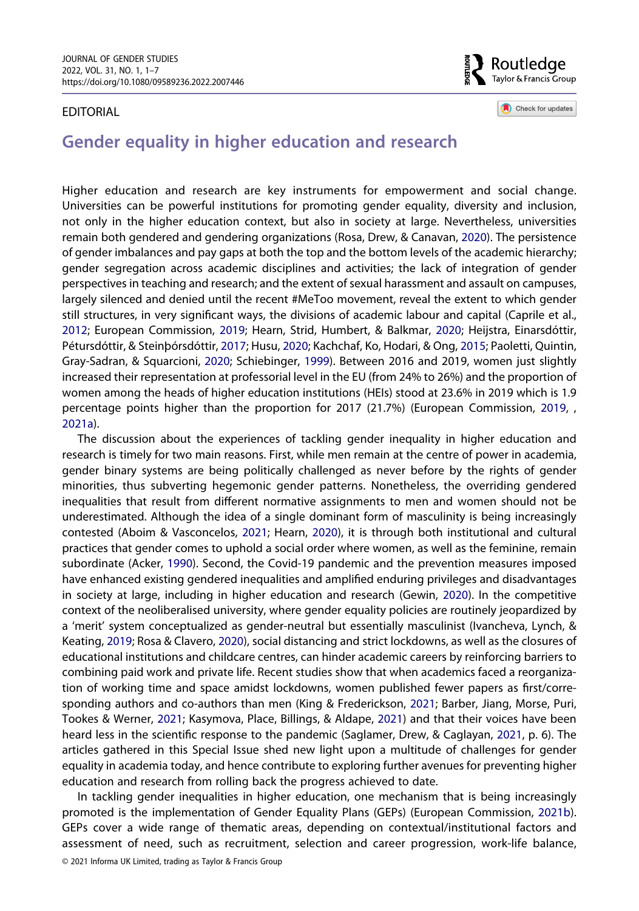EDITORIAL

# Gender equality in higher education and research

Higher education and research are key instruments for empowerment and social change. Universities can be powerful institutions for promoting gender equality, diversity and inclusion, not only in the higher education context, but also in society at large. Nevertheless, universities remain both gendered and gendering organizations (Rosa, Drew, & Canavan, 2020). The persistence of gender imbalances and pay gaps at both the top and the bottom levels of the academic hierarchy; gender segregation across academic disciplines and activities; the lack of integration of gender perspectives in teaching and research; and the extent of sexual harassment and assault on campuses, largely silenced and denied until the recent #MeToo movement, reveal the extent to which gender still structures, in very significant ways, the divisions of academic labour and capital (Caprile et al., 2012; European Commission, 2019; Hearn, Strid, Humbert, & Balkmar, 2020; Heijstra, Einarsdóttir, Pétursdóttir, & Steinþórsdóttir, 2017; Husu, 2020; Kachchaf, Ko, Hodari, & Ong, 2015; Paoletti, Quintin, Gray-Sadran, & Squarcioni, 2020; Schiebinger, 1999). Between 2016 and 2019, women just slightly increased their representation at professorial level in the EU (from 24% to 26%) and the proportion of women among the heads of higher education institutions (HEIs) stood at 23.6% in 2019 which is 1.9 percentage points higher than the proportion for 2017 (21.7%) (European Commission, 2019, , 2021a).

The discussion about the experiences of tackling gender inequality in higher education and research is timely for two main reasons. First, while men remain at the centre of power in academia, gender binary systems are being politically challenged as never before by the rights of gender minorities, thus subverting hegemonic gender patterns. Nonetheless, the overriding gendered inequalities that result from different normative assignments to men and women should not be underestimated. Although the idea of a single dominant form of masculinity is being increasingly contested (Aboim & Vasconcelos, 2021; Hearn, 2020), it is through both institutional and cultural practices that gender comes to uphold a social order where women, as well as the feminine, remain subordinate (Acker, 1990). Second, the Covid-19 pandemic and the prevention measures imposed have enhanced existing gendered inequalities and amplified enduring privileges and disadvantages in society at large, including in higher education and research (Gewin, 2020). In the competitive context of the neoliberalised university, where gender equality policies are routinely jeopardized by a 'merit' system conceptualized as gender-neutral but essentially masculinist (Ivancheva, Lynch, & Keating, 2019; Rosa & Clavero, 2020), social distancing and strict lockdowns, as well as the closures of educational institutions and childcare centres, can hinder academic careers by reinforcing barriers to combining paid work and private life. Recent studies show that when academics faced a reorganization of working time and space amidst lockdowns, women published fewer papers as first/corresponding authors and co-authors than men (King & Frederickson, 2021; Barber, Jiang, Morse, Puri, Tookes & Werner, 2021; Kasymova, Place, Billings, & Aldape, 2021) and that their voices have been heard less in the scientific response to the pandemic (Saglamer, Drew, & Caglayan, 2021, p. 6). The articles gathered in this Special Issue shed new light upon a multitude of challenges for gender equality in academia today, and hence contribute to exploring further avenues for preventing higher education and research from rolling back the progress achieved to date.

In tackling gender inequalities in higher education, one mechanism that is being increasingly promoted is the implementation of Gender Equality Plans (GEPs) (European Commission, 2021b). GEPs cover a wide range of thematic areas, depending on contextual/institutional factors and assessment of need, such as recruitment, selection and career progression, work-life balance,

© 2021 Informa UK Limited, trading as Taylor & Francis Group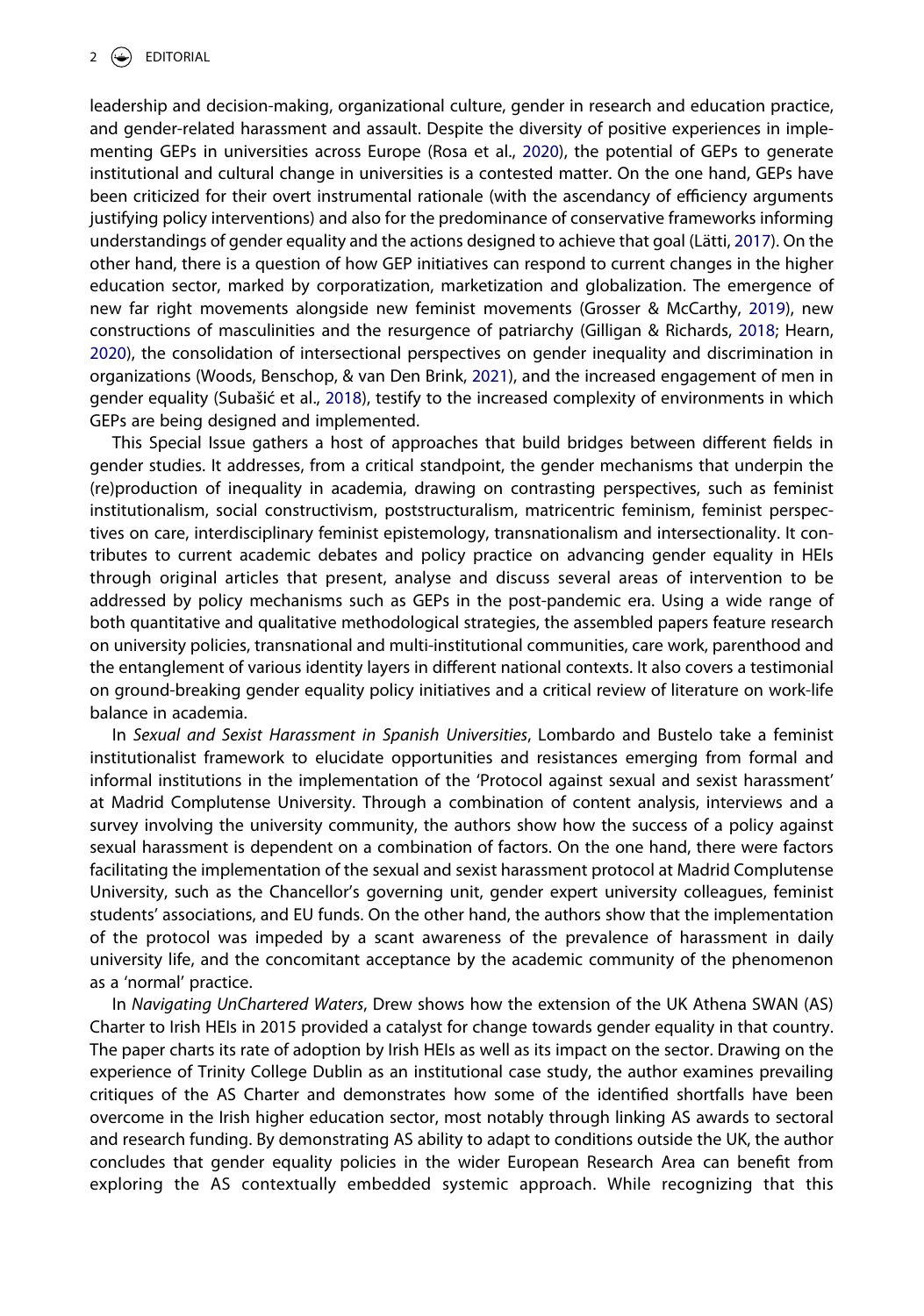leadership and decision-making, organizational culture, gender in research and education practice, and gender-related harassment and assault. Despite the diversity of positive experiences in implementing GEPs in universities across Europe (Rosa et al., 2020), the potential of GEPs to generate institutional and cultural change in universities is a contested matter. On the one hand, GEPs have been criticized for their overt instrumental rationale (with the ascendancy of efficiency arguments justifying policy interventions) and also for the predominance of conservative frameworks informing understandings of gender equality and the actions designed to achieve that goal (Lätti, 2017). On the other hand, there is a question of how GEP initiatives can respond to current changes in the higher education sector, marked by corporatization, marketization and globalization. The emergence of new far right movements alongside new feminist movements (Grosser & McCarthy, 2019), new constructions of masculinities and the resurgence of patriarchy (Gilligan & Richards, 2018; Hearn, 2020), the consolidation of intersectional perspectives on gender inequality and discrimination in organizations (Woods, Benschop, & van Den Brink, 2021), and the increased engagement of men in gender equality (Subašić et al., 2018), testify to the increased complexity of environments in which GEPs are being designed and implemented.

This Special Issue gathers a host of approaches that build bridges between different fields in gender studies. It addresses, from a critical standpoint, the gender mechanisms that underpin the (re)production of inequality in academia, drawing on contrasting perspectives, such as feminist institutionalism, social constructivism, poststructuralism, matricentric feminism, feminist perspectives on care, interdisciplinary feminist epistemology, transnationalism and intersectionality. It contributes to current academic debates and policy practice on advancing gender equality in HEIs through original articles that present, analyse and discuss several areas of intervention to be addressed by policy mechanisms such as GEPs in the post-pandemic era. Using a wide range of both quantitative and qualitative methodological strategies, the assembled papers feature research on university policies, transnational and multi-institutional communities, care work, parenthood and the entanglement of various identity layers in different national contexts. It also covers a testimonial on ground-breaking gender equality policy initiatives and a critical review of literature on work-life balance in academia.

In *Sexual and Sexist Harassment in Spanish Universities*, Lombardo and Bustelo take a feminist institutionalist framework to elucidate opportunities and resistances emerging from formal and informal institutions in the implementation of the 'Protocol against sexual and sexist harassment' at Madrid Complutense University. Through a combination of content analysis, interviews and a survey involving the university community, the authors show how the success of a policy against sexual harassment is dependent on a combination of factors. On the one hand, there were factors facilitating the implementation of the sexual and sexist harassment protocol at Madrid Complutense University, such as the Chancellor's governing unit, gender expert university colleagues, feminist students' associations, and EU funds. On the other hand, the authors show that the implementation of the protocol was impeded by a scant awareness of the prevalence of harassment in daily university life, and the concomitant acceptance by the academic community of the phenomenon as a 'normal' practice.

In *Navigating UnChartered Waters*, Drew shows how the extension of the UK Athena SWAN (AS) Charter to Irish HEIs in 2015 provided a catalyst for change towards gender equality in that country. The paper charts its rate of adoption by Irish HEIs as well as its impact on the sector. Drawing on the experience of Trinity College Dublin as an institutional case study, the author examines prevailing critiques of the AS Charter and demonstrates how some of the identified shortfalls have been overcome in the Irish higher education sector, most notably through linking AS awards to sectoral and research funding. By demonstrating AS ability to adapt to conditions outside the UK, the author concludes that gender equality policies in the wider European Research Area can benefit from exploring the AS contextually embedded systemic approach. While recognizing that this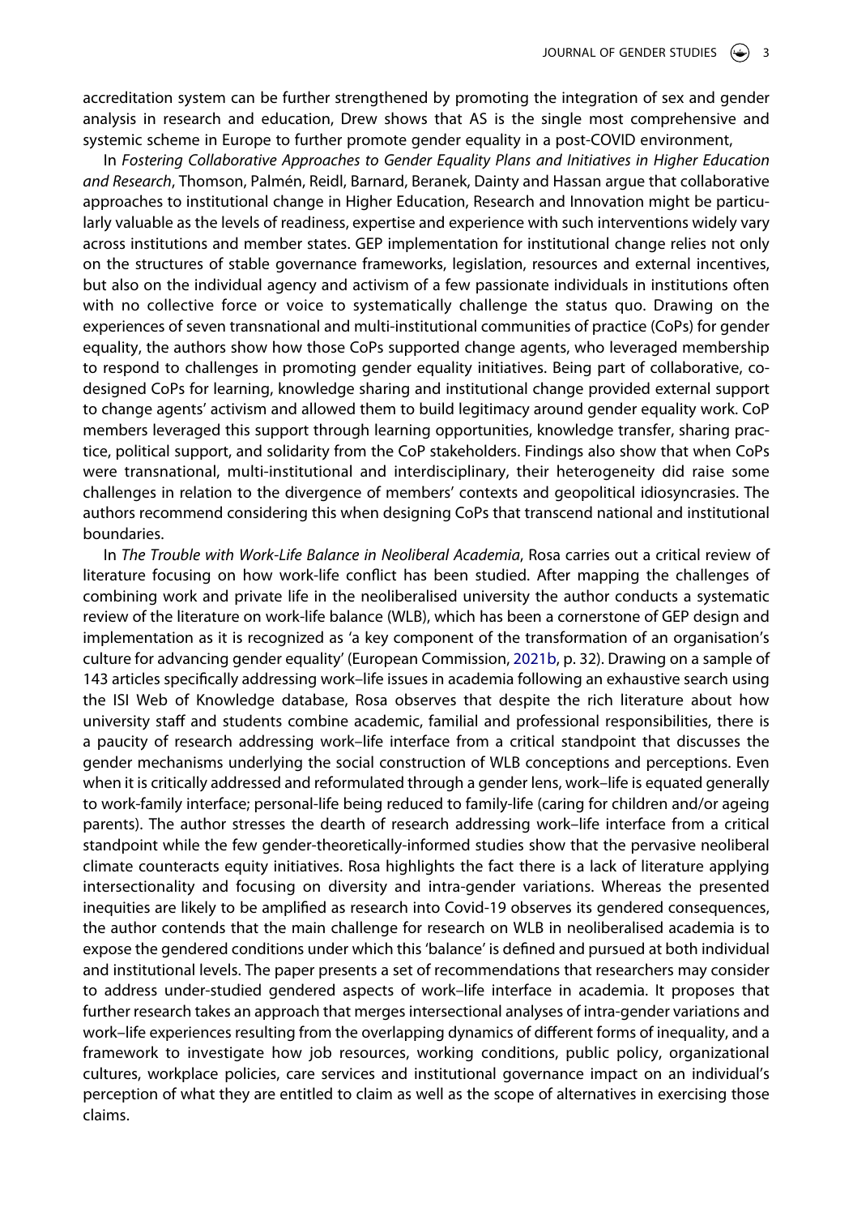accreditation system can be further strengthened by promoting the integration of sex and gender analysis in research and education, Drew shows that AS is the single most comprehensive and systemic scheme in Europe to further promote gender equality in a post-COVID environment,

In *Fostering Collaborative Approaches to Gender Equality Plans and Initiatives in Higher Education and Research*, Thomson, Palmén, Reidl, Barnard, Beranek, Dainty and Hassan argue that collaborative approaches to institutional change in Higher Education, Research and Innovation might be particularly valuable as the levels of readiness, expertise and experience with such interventions widely vary across institutions and member states. GEP implementation for institutional change relies not only on the structures of stable governance frameworks, legislation, resources and external incentives, but also on the individual agency and activism of a few passionate individuals in institutions often with no collective force or voice to systematically challenge the status quo. Drawing on the experiences of seven transnational and multi-institutional communities of practice (CoPs) for gender equality, the authors show how those CoPs supported change agents, who leveraged membership to respond to challenges in promoting gender equality initiatives. Being part of collaborative, co-designed CoPs for learning, knowledge sharing and institutional change provided external support to change agents' activism and allowed them to build legitimacy around gender equality work. CoP members leveraged this support through learning opportunities, knowledge transfer, sharing practice, political support, and solidarity from the CoP stakeholders. Findings also show that when CoPs were transnational, multi-institutional and interdisciplinary, their heterogeneity did raise some challenges in relation to the divergence of members' contexts and geopolitical idiosyncrasies. The authors recommend considering this when designing CoPs that transcend national and institutional boundaries.

In *The Trouble with Work-Life Balance in Neoliberal Academia*, Rosa carries out a critical review of literature focusing on how work-life conflict has been studied. After mapping the challenges of combining work and private life in the neoliberalised university the author conducts a systematic review of the literature on work-life balance (WLB), which has been a cornerstone of GEP design and implementation as it is recognized as 'a key component of the transformation of an organisation's culture for advancing gender equality' (European Commission, 2021b, p. 32). Drawing on a sample of 143 articles specifically addressing work–life issues in academia following an exhaustive search using the ISI Web of Knowledge database, Rosa observes that despite the rich literature about how university staff and students combine academic, familial and professional responsibilities, there is a paucity of research addressing work–life interface from a critical standpoint that discusses the gender mechanisms underlying the social construction of WLB conceptions and perceptions. Even when it is critically addressed and reformulated through a gender lens, work–life is equated generally to work-family interface; personal-life being reduced to family-life (caring for children and/or ageing parents). The author stresses the dearth of research addressing work–life interface from a critical standpoint while the few gender-theoretically-informed studies show that the pervasive neoliberal climate counteracts equity initiatives. Rosa highlights the fact there is a lack of literature applying intersectionality and focusing on diversity and intra-gender variations. Whereas the presented inequities are likely to be amplified as research into Covid-19 observes its gendered consequences, the author contends that the main challenge for research on WLB in neoliberalised academia is to expose the gendered conditions under which this 'balance' is defined and pursued at both individual and institutional levels. The paper presents a set of recommendations that researchers may consider to address under-studied gendered aspects of work–life interface in academia. It proposes that further research takes an approach that merges intersectional analyses of intra-gender variations and work–life experiences resulting from the overlapping dynamics of different forms of inequality, and a framework to investigate how job resources, working conditions, public policy, organizational cultures, workplace policies, care services and institutional governance impact on an individual's perception of what they are entitled to claim as well as the scope of alternatives in exercising those claims.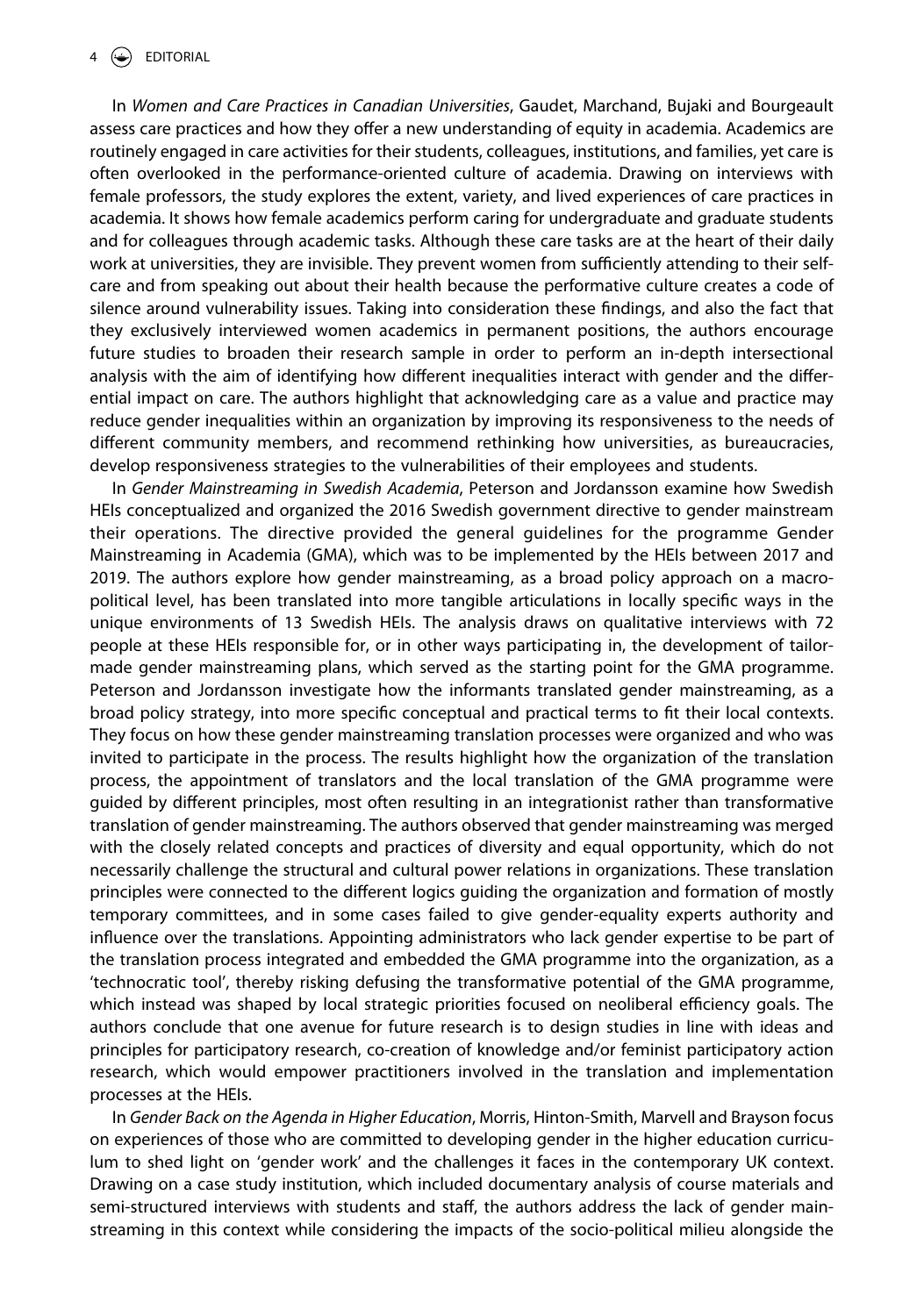In *Women and Care Practices in Canadian Universities*, Gaudet, Marchand, Bujaki and Bourgeault assess care practices and how they offer a new understanding of equity in academia. Academics are routinely engaged in care activities for their students, colleagues, institutions, and families, yet care is often overlooked in the performance-oriented culture of academia. Drawing on interviews with female professors, the study explores the extent, variety, and lived experiences of care practices in academia. It shows how female academics perform caring for undergraduate and graduate students and for colleagues through academic tasks. Although these care tasks are at the heart of their daily work at universities, they are invisible. They prevent women from sufficiently attending to their self-care and from speaking out about their health because the performative culture creates a code of silence around vulnerability issues. Taking into consideration these findings, and also the fact that they exclusively interviewed women academics in permanent positions, the authors encourage future studies to broaden their research sample in order to perform an in-depth intersectional analysis with the aim of identifying how different inequalities interact with gender and the differential impact on care. The authors highlight that acknowledging care as a value and practice may reduce gender inequalities within an organization by improving its responsiveness to the needs of different community members, and recommend rethinking how universities, as bureaucracies, develop responsiveness strategies to the vulnerabilities of their employees and students.

In *Gender Mainstreaming in Swedish Academia*, Peterson and Jordansson examine how Swedish HEIs conceptualized and organized the 2016 Swedish government directive to gender mainstream their operations. The directive provided the general guidelines for the programme Gender Mainstreaming in Academia (GMA), which was to be implemented by the HEIs between 2017 and 2019. The authors explore how gender mainstreaming, as a broad policy approach on a macro-political level, has been translated into more tangible articulations in locally specific ways in the unique environments of 13 Swedish HEIs. The analysis draws on qualitative interviews with 72 people at these HEIs responsible for, or in other ways participating in, the development of tailor-made gender mainstreaming plans, which served as the starting point for the GMA programme. Peterson and Jordansson investigate how the informants translated gender mainstreaming, as a broad policy strategy, into more specific conceptual and practical terms to fit their local contexts. They focus on how these gender mainstreaming translation processes were organized and who was invited to participate in the process. The results highlight how the organization of the translation process, the appointment of translators and the local translation of the GMA programme were guided by different principles, most often resulting in an integrationist rather than transformative translation of gender mainstreaming. The authors observed that gender mainstreaming was merged with the closely related concepts and practices of diversity and equal opportunity, which do not necessarily challenge the structural and cultural power relations in organizations. These translation principles were connected to the different logics guiding the organization and formation of mostly temporary committees, and in some cases failed to give gender-equality experts authority and influence over the translations. Appointing administrators who lack gender expertise to be part of the translation process integrated and embedded the GMA programme into the organization, as a 'technocratic tool', thereby risking defusing the transformative potential of the GMA programme, which instead was shaped by local strategic priorities focused on neoliberal efficiency goals. The authors conclude that one avenue for future research is to design studies in line with ideas and principles for participatory research, co-creation of knowledge and/or feminist participatory action research, which would empower practitioners involved in the translation and implementation processes at the HEIs.

In *Gender Back on the Agenda in Higher Education*, Morris, Hinton-Smith, Marvell and Brayson focus on experiences of those who are committed to developing gender in the higher education curriculum to shed light on 'gender work' and the challenges it faces in the contemporary UK context. Drawing on a case study institution, which included documentary analysis of course materials and semi-structured interviews with students and staff, the authors address the lack of gender mainstreaming in this context while considering the impacts of the socio-political milieu alongside the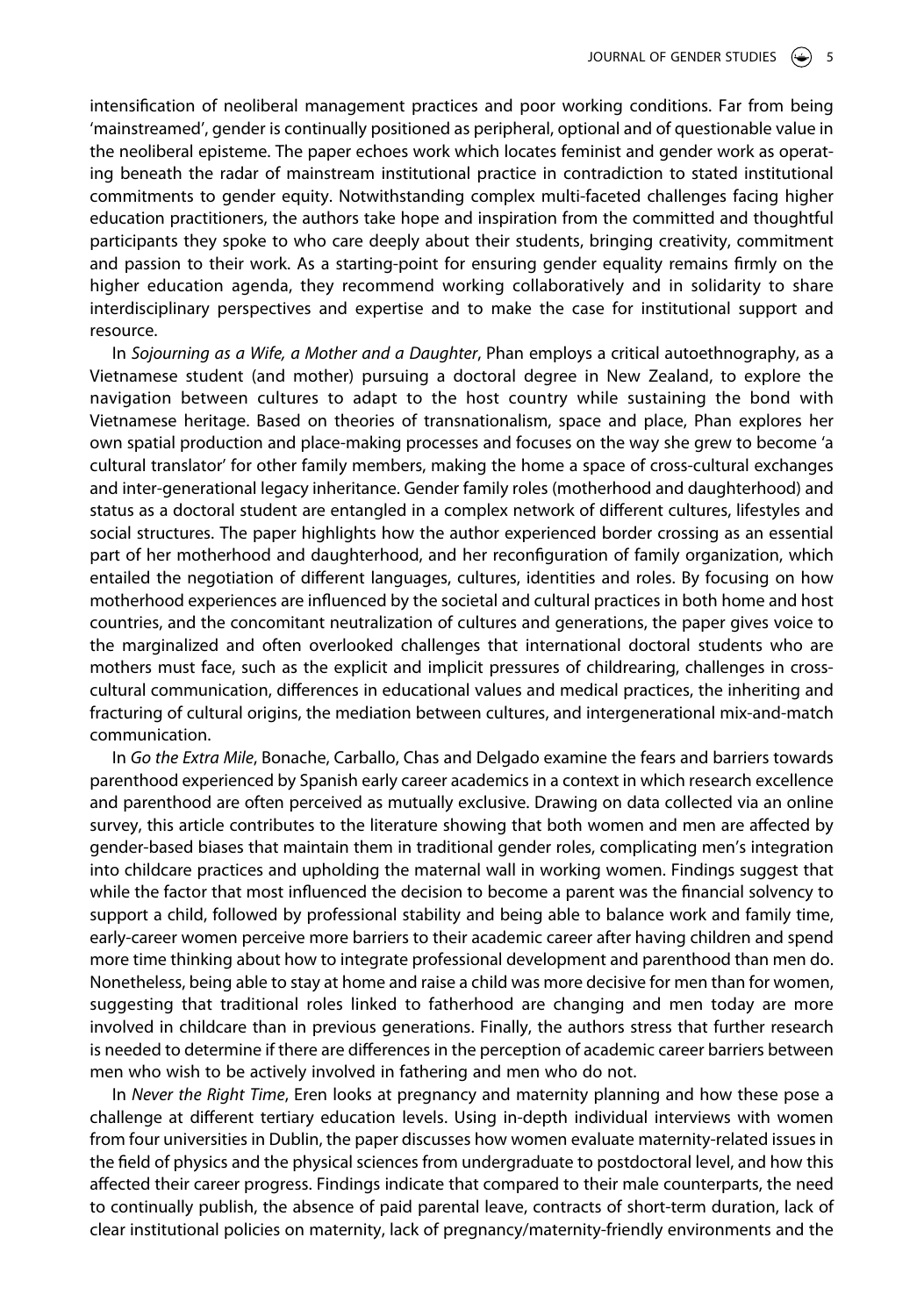intensification of neoliberal management practices and poor working conditions. Far from being 'mainstreamed', gender is continually positioned as peripheral, optional and of questionable value in the neoliberal episteme. The paper echoes work which locates feminist and gender work as operating beneath the radar of mainstream institutional practice in contradiction to stated institutional commitments to gender equity. Notwithstanding complex multi-faceted challenges facing higher education practitioners, the authors take hope and inspiration from the committed and thoughtful participants they spoke to who care deeply about their students, bringing creativity, commitment and passion to their work. As a starting-point for ensuring gender equality remains firmly on the higher education agenda, they recommend working collaboratively and in solidarity to share interdisciplinary perspectives and expertise and to make the case for institutional support and resource.

In *Sojourning as a Wife, a Mother and a Daughter*, Phan employs a critical autoethnography, as a Vietnamese student (and mother) pursuing a doctoral degree in New Zealand, to explore the navigation between cultures to adapt to the host country while sustaining the bond with Vietnamese heritage. Based on theories of transnationalism, space and place, Phan explores her own spatial production and place-making processes and focuses on the way she grew to become 'a cultural translator' for other family members, making the home a space of cross-cultural exchanges and inter-generational legacy inheritance. Gender family roles (motherhood and daughterhood) and status as a doctoral student are entangled in a complex network of different cultures, lifestyles and social structures. The paper highlights how the author experienced border crossing as an essential part of her motherhood and daughterhood, and her reconfiguration of family organization, which entailed the negotiation of different languages, cultures, identities and roles. By focusing on how motherhood experiences are influenced by the societal and cultural practices in both home and host countries, and the concomitant neutralization of cultures and generations, the paper gives voice to the marginalized and often overlooked challenges that international doctoral students who are mothers must face, such as the explicit and implicit pressures of childrearing, challenges in cross-cultural communication, differences in educational values and medical practices, the inheriting and fracturing of cultural origins, the mediation between cultures, and intergenerational mix-and-match communication.

In *Go the Extra Mile*, Bonache, Carballo, Chas and Delgado examine the fears and barriers towards parenthood experienced by Spanish early career academics in a context in which research excellence and parenthood are often perceived as mutually exclusive. Drawing on data collected via an online survey, this article contributes to the literature showing that both women and men are affected by gender-based biases that maintain them in traditional gender roles, complicating men's integration into childcare practices and upholding the maternal wall in working women. Findings suggest that while the factor that most influenced the decision to become a parent was the financial solvency to support a child, followed by professional stability and being able to balance work and family time, early-career women perceive more barriers to their academic career after having children and spend more time thinking about how to integrate professional development and parenthood than men do. Nonetheless, being able to stay at home and raise a child was more decisive for men than for women, suggesting that traditional roles linked to fatherhood are changing and men today are more involved in childcare than in previous generations. Finally, the authors stress that further research is needed to determine if there are differences in the perception of academic career barriers between men who wish to be actively involved in fathering and men who do not.

In *Never the Right Time*, Eren looks at pregnancy and maternity planning and how these pose a challenge at different tertiary education levels. Using in-depth individual interviews with women from four universities in Dublin, the paper discusses how women evaluate maternity-related issues in the field of physics and the physical sciences from undergraduate to postdoctoral level, and how this affected their career progress. Findings indicate that compared to their male counterparts, the need to continually publish, the absence of paid parental leave, contracts of short-term duration, lack of clear institutional policies on maternity, lack of pregnancy/maternity-friendly environments and the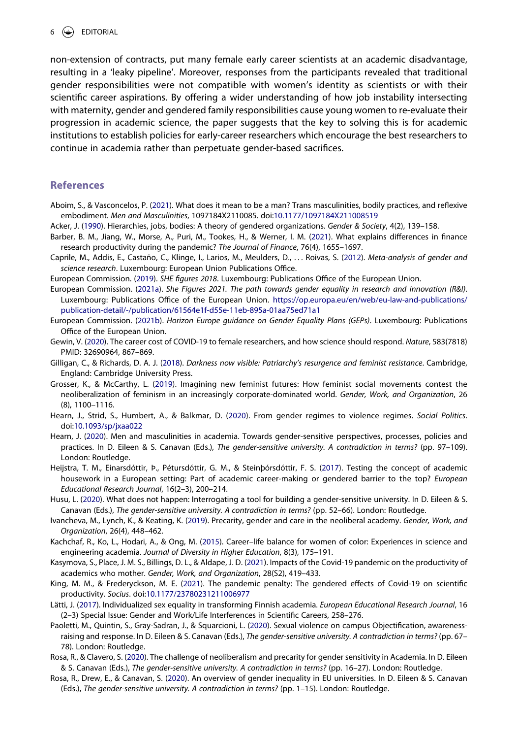non-extension of contracts, put many female early career scientists at an academic disadvantage, resulting in a 'leaky pipeline'. Moreover, responses from the participants revealed that traditional gender responsibilities were not compatible with women's identity as scientists or with their scientific career aspirations. By offering a wider understanding of how job instability intersecting with maternity, gender and gendered family responsibilities cause young women to re-evaluate their progression in academic science, the paper suggests that the key to solving this is for academic institutions to establish policies for early-career researchers which encourage the best researchers to continue in academia rather than perpetuate gender-based sacrifices.

## References

Aboim, S., & Vasconcelos, P. (2021). What does it mean to be a man? Trans masculinities, bodily practices, and reflexive embodiment. *Men and Masculinities*, 1097184X2110085. doi:10.1177/1097184X211008519

Acker, J. (1990). Hierarchies, jobs, bodies: A theory of gendered organizations. *Gender & Society*, 4(2), 139–158.

Barber, B. M., Jiang, W., Morse, A., Puri, M., Tookes, H., & Werner, I. M. (2021). What explains differences in finance research productivity during the pandemic? *The Journal of Finance*, 76(4), 1655–1697.

Caprile, M., Addis, E., Castaño, C., Klinge, I., Larios, M., Meulders, D., . . . Roivas, S. (2012). *Meta-analysis of gender and science research*. Luxembourg: European Union Publications Office.

European Commission. (2019). *SHE figures 2018*. Luxembourg: Publications Office of the European Union.

European Commission. (2021a). *She Figures 2021. The path towards gender equality in research and innovation (R&I)*. Luxembourg: Publications Office of the European Union. https://op.europa.eu/en/web/eu-law-and-publications/publication-detail/-/publication/61564e1f-d55e-11eb-895a-01aa75ed71a1

European Commission. (2021b). *Horizon Europe guidance on Gender Equality Plans (GEPs)*. Luxembourg: Publications Office of the European Union.

Gewin, V. (2020). The career cost of COVID-19 to female researchers, and how science should respond. *Nature*, 583(7818) PMID: 32690964, 867–869.

Gilligan, C., & Richards, D. A. J. (2018). *Darkness now visible: Patriarchy's resurgence and feminist resistance*. Cambridge, England: Cambridge University Press.

Grosser, K., & McCarthy, L. (2019). Imagining new feminist futures: How feminist social movements contest the neoliberalization of feminism in an increasingly corporate-dominated world. *Gender, Work, and Organization*, 26 (8), 1100–1116.

Hearn, J., Strid, S., Humbert, A., & Balkmar, D. (2020). From gender regimes to violence regimes. *Social Politics*. doi:10.1093/sp/jxaa022

Hearn, J. (2020). Men and masculinities in academia. Towards gender-sensitive perspectives, processes, policies and practices. In D. Eileen & S. Canavan (Eds.), *The gender-sensitive university. A contradiction in terms?* (pp. 97–109). London: Routledge.

Heijstra, T. M., Einarsdóttir, Þ., Pétursdóttir, G. M., & Steinþórsdóttir, F. S. (2017). Testing the concept of academic housework in a European setting: Part of academic career-making or gendered barrier to the top? *European Educational Research Journal*, 16(2–3), 200–214.

Husu, L. (2020). What does not happen: Interrogating a tool for building a gender-sensitive university. In D. Eileen & S. Canavan (Eds.), *The gender-sensitive university. A contradiction in terms?* (pp. 52–66). London: Routledge.

Ivancheva, M., Lynch, K., & Keating, K. (2019). Precarity, gender and care in the neoliberal academy. *Gender, Work, and Organization*, 26(4), 448–462.

Kachchaf, R., Ko, L., Hodari, A., & Ong, M. (2015). Career–life balance for women of color: Experiences in science and engineering academia. *Journal of Diversity in Higher Education*, 8(3), 175–191.

Kasymova, S., Place, J. M. S., Billings, D. L., & Aldape, J. D. (2021). Impacts of the Covid-19 pandemic on the productivity of academics who mother. *Gender, Work, and Organization*, 28(S2), 419–433.

King, M. M., & Frederyckson, M. E. (2021). The pandemic penalty: The gendered effects of Covid-19 on scientific productivity. *Socius*. doi:10.1177/23780231211006977

Lätti, J. (2017). Individualized sex equality in transforming Finnish academia. *European Educational Research Journal*, 16 (2–3) Special Issue: Gender and Work/Life Interferences in Scientific Careers, 258–276.

Paoletti, M., Quintin, S., Gray-Sadran, J., & Squarcioni, L. (2020). Sexual violence on campus Objectification, awareness-raising and response. In D. Eileen & S. Canavan (Eds.), *The gender-sensitive university. A contradiction in terms?* (pp. 67–78). London: Routledge.

Rosa, R., & Clavero, S. (2020). The challenge of neoliberalism and precarity for gender sensitivity in Academia. In D. Eileen & S. Canavan (Eds.), *The gender-sensitive university. A contradiction in terms?* (pp. 16–27). London: Routledge.

Rosa, R., Drew, E., & Canavan, S. (2020). An overview of gender inequality in EU universities. In D. Eileen & S. Canavan (Eds.), *The gender-sensitive university. A contradiction in terms?* (pp. 1–15). London: Routledge.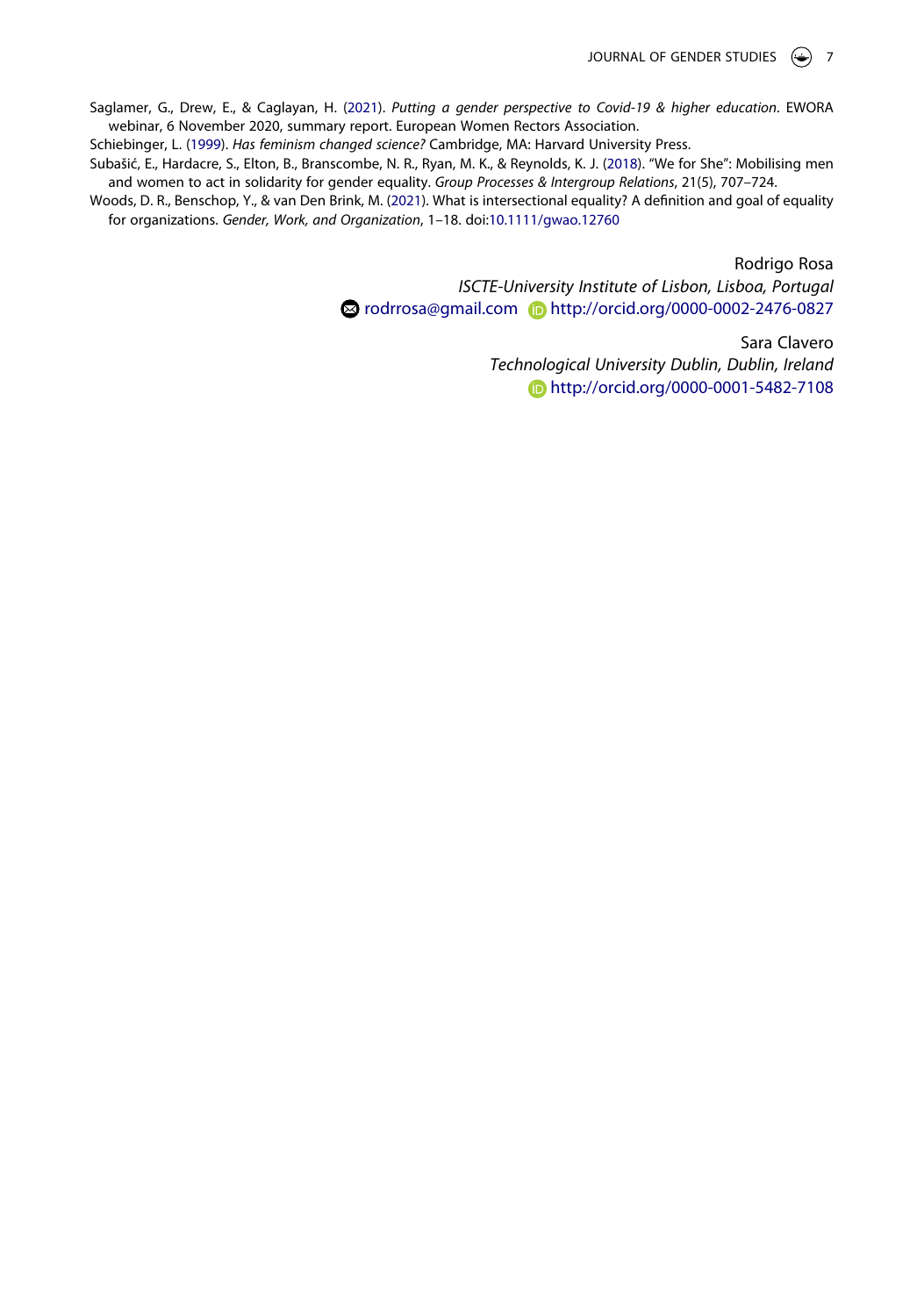Saglamer, G., Drew, E., & Caglayan, H. (2021). *Putting a gender perspective to Covid-19 & higher education*. EWORA webinar, 6 November 2020, summary report. European Women Rectors Association.

Schiebinger, L. (1999). *Has feminism changed science?* Cambridge, MA: Harvard University Press.

Subašić, E., Hardacre, S., Elton, B., Branscombe, N. R., Ryan, M. K., & Reynolds, K. J. (2018). "We for She": Mobilising men and women to act in solidarity for gender equality. *Group Processes & Intergroup Relations*, 21(5), 707–724.

Woods, D. R., Benschop, Y., & van Den Brink, M. (2021). What is intersectional equality? A definition and goal of equality for organizations. *Gender, Work, and Organization*, 1–18. doi:10.1111/gwao.12760

Rodrigo Rosa
*ISCTE-University Institute of Lisbon, Lisboa, Portugal*
rodrrosa@gmail.com http://orcid.org/0000-0002-2476-0827

Sara Clavero
*Technological University Dublin, Dublin, Ireland*
http://orcid.org/0000-0001-5482-7108